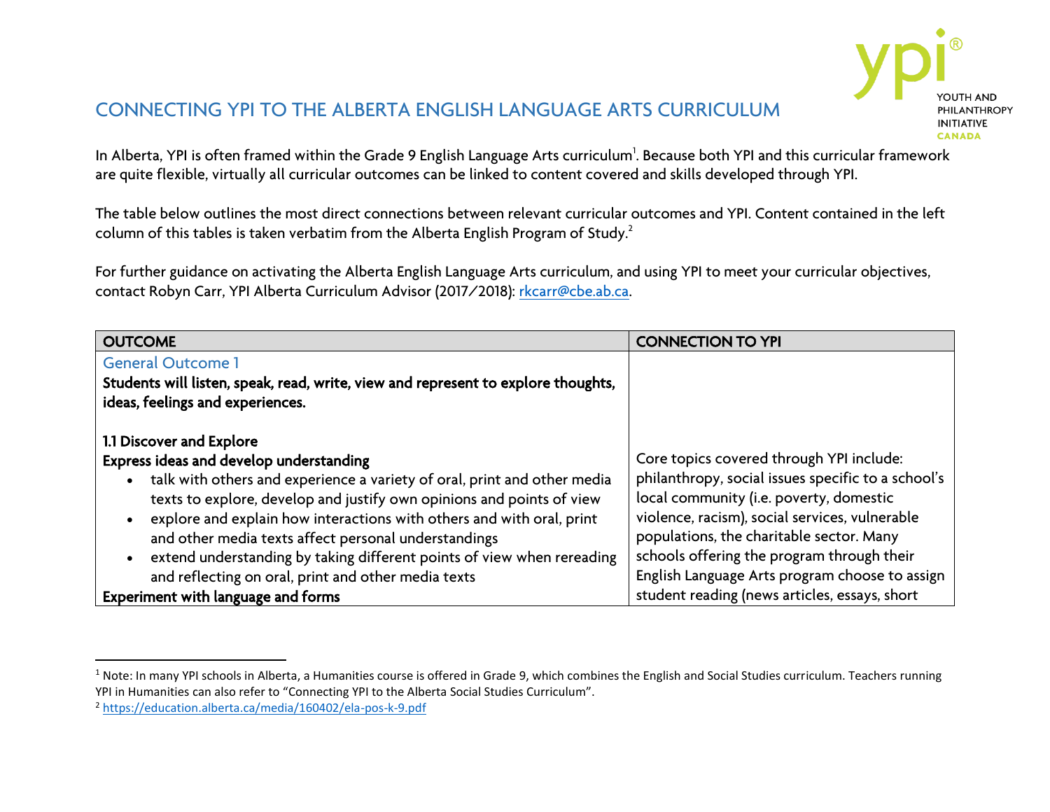# CONNECTING YPI TO THE ALBERTA ENGLISH LANGUAGE ARTS CURRICULUM

In Alberta, YPI is often framed within the Grade 9 English Language Arts curriculum[1]. Because both YPI and this curricular framework are quite flexible, virtually all curricular outcomes can be linked to content covered and skills developed through YPI.

The table below outlines the most direct connections between relevant curricular outcomes and YPI. Content contained in the left column of this tables is taken verbatim from the Alberta English Program of Study.[2]

For further guidance on activating the Alberta English Language Arts curriculum, and using YPI to meet your curricular objectives, contact Robyn Carr, YPI Alberta Curriculum Advisor (2017/2018): rkcarr@cbe.ab.ca.

| OUTCOME | CONNECTION TO YPI |
|---|---|
| General Outcome 1<br>**Students will listen, speak, read, write, view and represent to explore thoughts, ideas, feelings and experiences.** | |
| **1.1 Discover and Explore**<br>**Express ideas and develop understanding**<br>• talk with others and experience a variety of oral, print and other media texts to explore, develop and justify own opinions and points of view<br>• explore and explain how interactions with others and with oral, print and other media texts affect personal understandings<br>• extend understanding by taking different points of view when rereading and reflecting on oral, print and other media texts<br>**Experiment with language and forms** | Core topics covered through YPI include: philanthropy, social issues specific to a school's local community (i.e. poverty, domestic violence, racism), social services, vulnerable populations, the charitable sector. Many schools offering the program through their English Language Arts program choose to assign student reading (news articles, essays, short |

[1] Note: In many YPI schools in Alberta, a Humanities course is offered in Grade 9, which combines the English and Social Studies curriculum. Teachers running YPI in Humanities can also refer to "Connecting YPI to the Alberta Social Studies Curriculum".

[2] https://education.alberta.ca/media/160402/ela-pos-k-9.pdf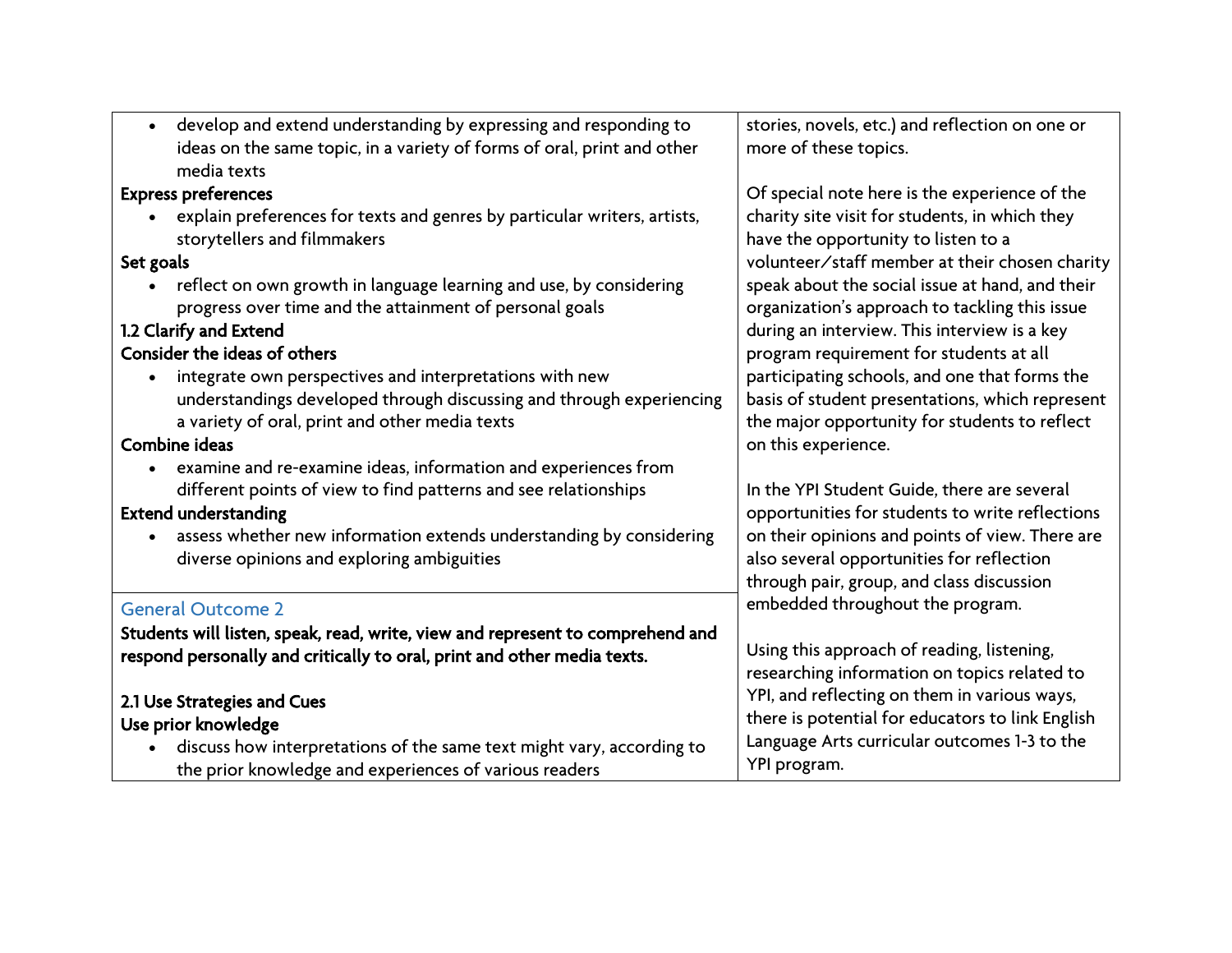| | |
|---|---|
| • develop and extend understanding by expressing and responding to ideas on the same topic, in a variety of forms of oral, print and other media texts<br>**Express preferences**<br>• explain preferences for texts and genres by particular writers, artists, storytellers and filmmakers<br>**Set goals**<br>• reflect on own growth in language learning and use, by considering progress over time and the attainment of personal goals<br>**1.2 Clarify and Extend**<br>**Consider the ideas of others**<br>• integrate own perspectives and interpretations with new understandings developed through discussing and through experiencing a variety of oral, print and other media texts<br>**Combine ideas**<br>• examine and re-examine ideas, information and experiences from different points of view to find patterns and see relationships<br>**Extend understanding**<br>• assess whether new information extends understanding by considering diverse opinions and exploring ambiguities | stories, novels, etc.) and reflection on one or more of these topics.<br><br>Of special note here is the experience of the charity site visit for students, in which they have the opportunity to listen to a volunteer/staff member at their chosen charity speak about the social issue at hand, and their organization's approach to tackling this issue during an interview. This interview is a key program requirement for students at all participating schools, and one that forms the basis of student presentations, which represent the major opportunity for students to reflect on this experience.<br><br>In the YPI Student Guide, there are several opportunities for students to write reflections on their opinions and points of view. There are also several opportunities for reflection through pair, group, and class discussion embedded throughout the program.<br><br>Using this approach of reading, listening, researching information on topics related to YPI, and reflecting on them in various ways, there is potential for educators to link English Language Arts curricular outcomes 1-3 to the YPI program. |
| General Outcome 2<br>**Students will listen, speak, read, write, view and represent to comprehend and respond personally and critically to oral, print and other media texts.**<br><br>**2.1 Use Strategies and Cues**<br>**Use prior knowledge**<br>• discuss how interpretations of the same text might vary, according to the prior knowledge and experiences of various readers | |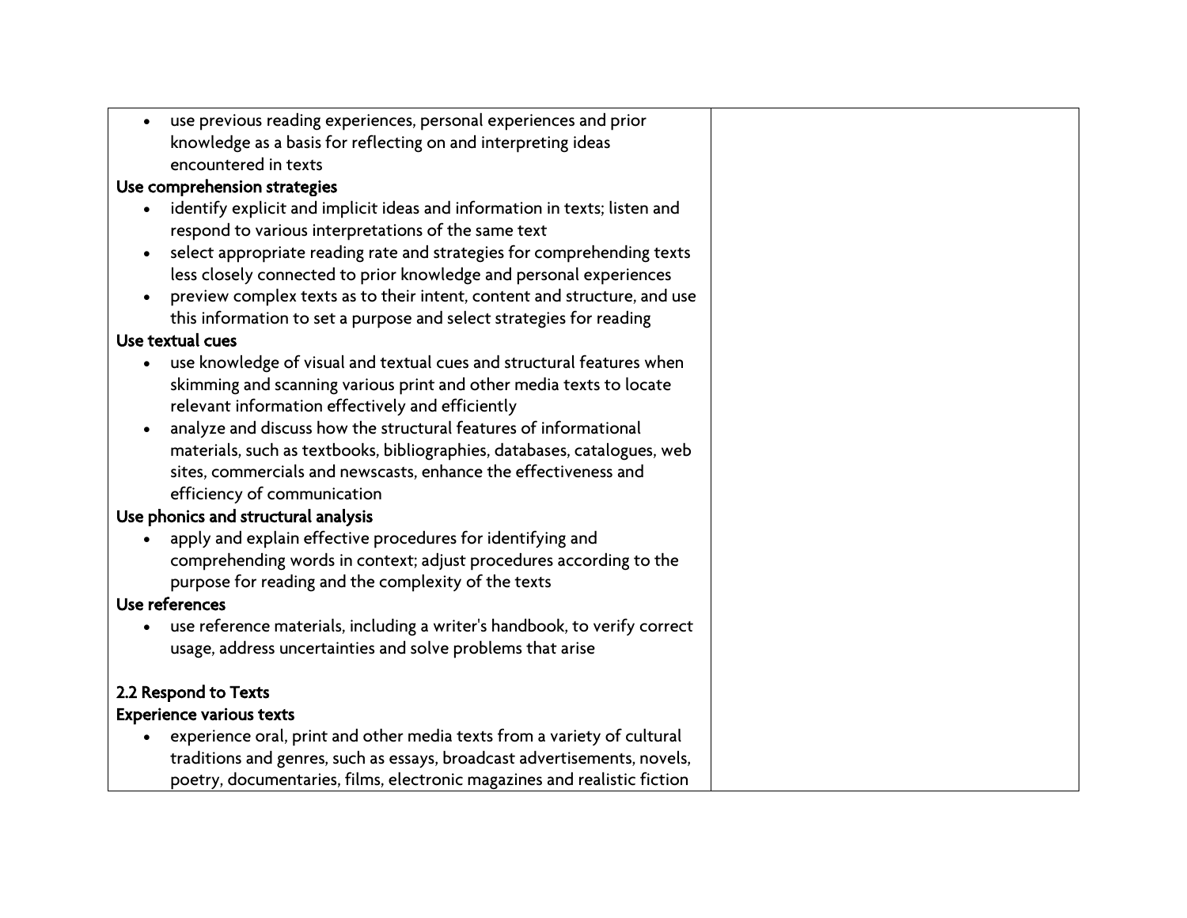| | |
|---|---|
| • use previous reading experiences, personal experiences and prior knowledge as a basis for reflecting on and interpreting ideas encountered in texts<br>**Use comprehension strategies**<br>• identify explicit and implicit ideas and information in texts; listen and respond to various interpretations of the same text<br>• select appropriate reading rate and strategies for comprehending texts less closely connected to prior knowledge and personal experiences<br>• preview complex texts as to their intent, content and structure, and use this information to set a purpose and select strategies for reading<br>**Use textual cues**<br>• use knowledge of visual and textual cues and structural features when skimming and scanning various print and other media texts to locate relevant information effectively and efficiently<br>• analyze and discuss how the structural features of informational materials, such as textbooks, bibliographies, databases, catalogues, web sites, commercials and newscasts, enhance the effectiveness and efficiency of communication<br>**Use phonics and structural analysis**<br>• apply and explain effective procedures for identifying and comprehending words in context; adjust procedures according to the purpose for reading and the complexity of the texts<br>**Use references**<br>• use reference materials, including a writer's handbook, to verify correct usage, address uncertainties and solve problems that arise<br><br>**2.2 Respond to Texts**<br>**Experience various texts**<br>• experience oral, print and other media texts from a variety of cultural traditions and genres, such as essays, broadcast advertisements, novels, poetry, documentaries, films, electronic magazines and realistic fiction | |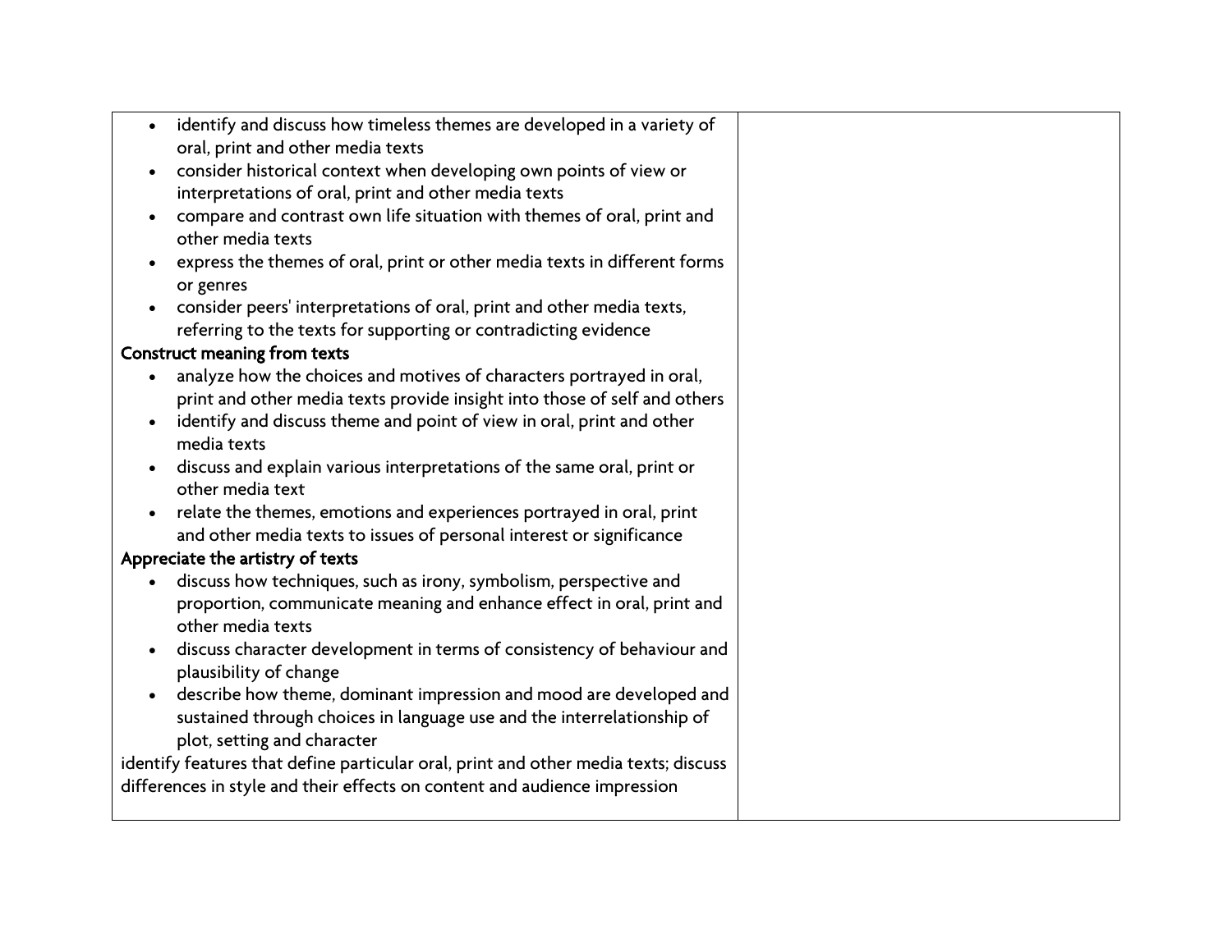| | |
|---|---|
| • identify and discuss how timeless themes are developed in a variety of oral, print and other media texts<br>• consider historical context when developing own points of view or interpretations of oral, print and other media texts<br>• compare and contrast own life situation with themes of oral, print and other media texts<br>• express the themes of oral, print or other media texts in different forms or genres<br>• consider peers' interpretations of oral, print and other media texts, referring to the texts for supporting or contradicting evidence<br>**Construct meaning from texts**<br>• analyze how the choices and motives of characters portrayed in oral, print and other media texts provide insight into those of self and others<br>• identify and discuss theme and point of view in oral, print and other media texts<br>• discuss and explain various interpretations of the same oral, print or other media text<br>• relate the themes, emotions and experiences portrayed in oral, print and other media texts to issues of personal interest or significance<br>**Appreciate the artistry of texts**<br>• discuss how techniques, such as irony, symbolism, perspective and proportion, communicate meaning and enhance effect in oral, print and other media texts<br>• discuss character development in terms of consistency of behaviour and plausibility of change<br>• describe how theme, dominant impression and mood are developed and sustained through choices in language use and the interrelationship of plot, setting and character<br>identify features that define particular oral, print and other media texts; discuss differences in style and their effects on content and audience impression | |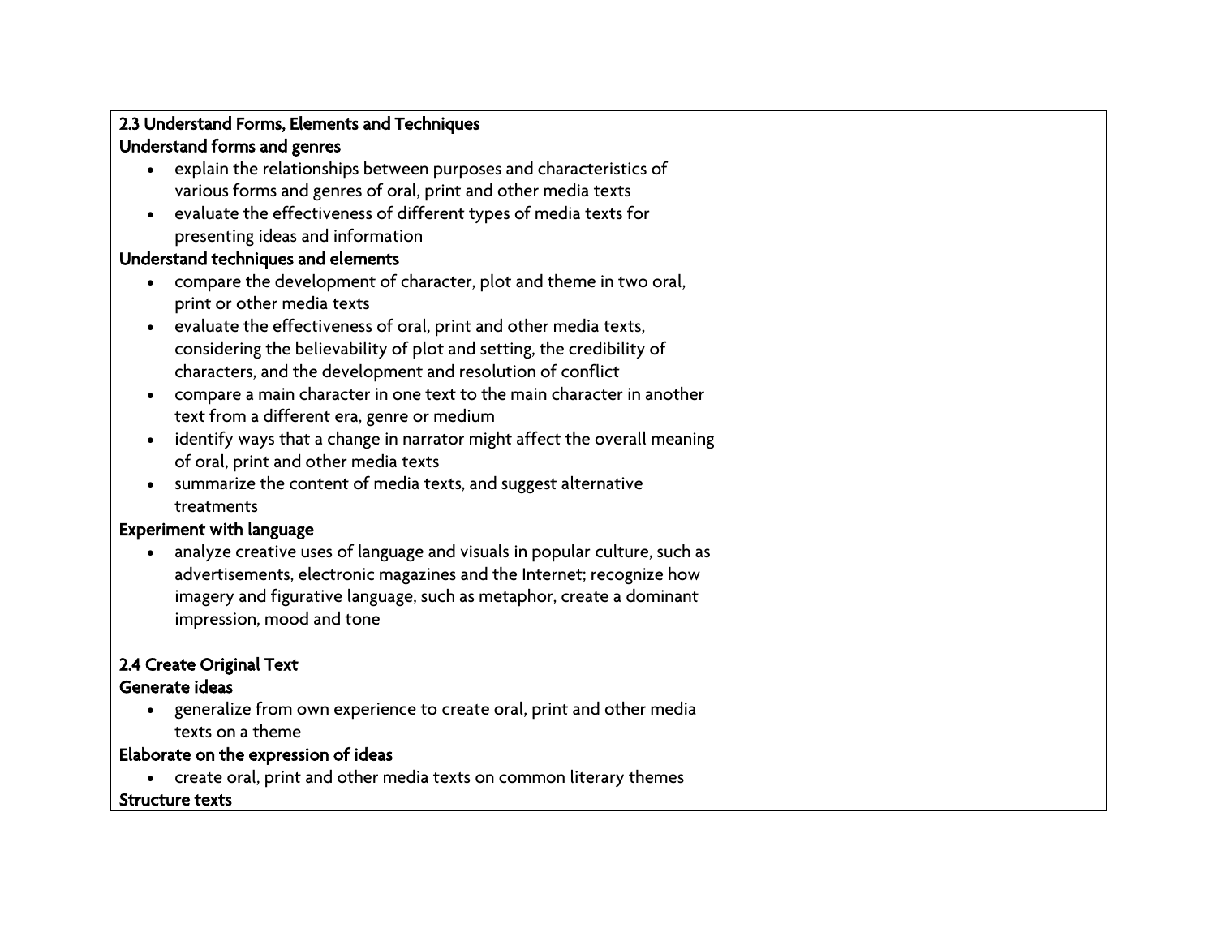| 2.3 Understand Forms, Elements and Techniques<br>**Understand forms and genres**<br>• explain the relationships between purposes and characteristics of various forms and genres of oral, print and other media texts<br>• evaluate the effectiveness of different types of media texts for presenting ideas and information<br>**Understand techniques and elements**<br>• compare the development of character, plot and theme in two oral, print or other media texts<br>• evaluate the effectiveness of oral, print and other media texts, considering the believability of plot and setting, the credibility of characters, and the development and resolution of conflict<br>• compare a main character in one text to the main character in another text from a different era, genre or medium<br>• identify ways that a change in narrator might affect the overall meaning of oral, print and other media texts<br>• summarize the content of media texts, and suggest alternative treatments<br>**Experiment with language**<br>• analyze creative uses of language and visuals in popular culture, such as advertisements, electronic magazines and the Internet; recognize how imagery and figurative language, such as metaphor, create a dominant impression, mood and tone<br><br>**2.4 Create Original Text**<br>**Generate ideas**<br>• generalize from own experience to create oral, print and other media texts on a theme<br>**Elaborate on the expression of ideas**<br>• create oral, print and other media texts on common literary themes<br>**Structure texts** | |
|---|---|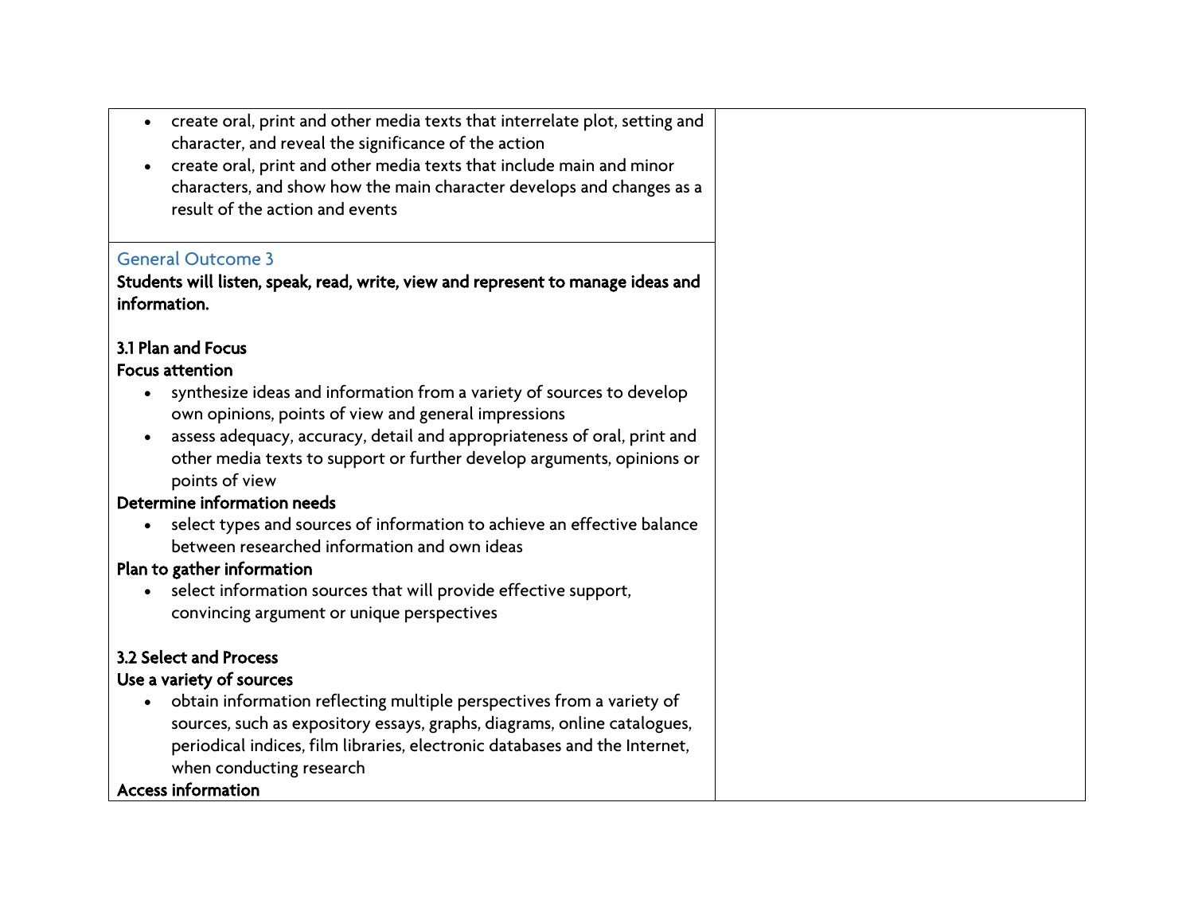| | |
|---|---|
| • create oral, print and other media texts that interrelate plot, setting and character, and reveal the significance of the action<br>• create oral, print and other media texts that include main and minor characters, and show how the main character develops and changes as a result of the action and events | |
| General Outcome 3<br>**Students will listen, speak, read, write, view and represent to manage ideas and information.**<br><br>**3.1 Plan and Focus**<br>**Focus attention**<br>• synthesize ideas and information from a variety of sources to develop own opinions, points of view and general impressions<br>• assess adequacy, accuracy, detail and appropriateness of oral, print and other media texts to support or further develop arguments, opinions or points of view<br>**Determine information needs**<br>• select types and sources of information to achieve an effective balance between researched information and own ideas<br>**Plan to gather information**<br>• select information sources that will provide effective support, convincing argument or unique perspectives<br><br>**3.2 Select and Process**<br>**Use a variety of sources**<br>• obtain information reflecting multiple perspectives from a variety of sources, such as expository essays, graphs, diagrams, online catalogues, periodical indices, film libraries, electronic databases and the Internet, when conducting research<br>**Access information** | |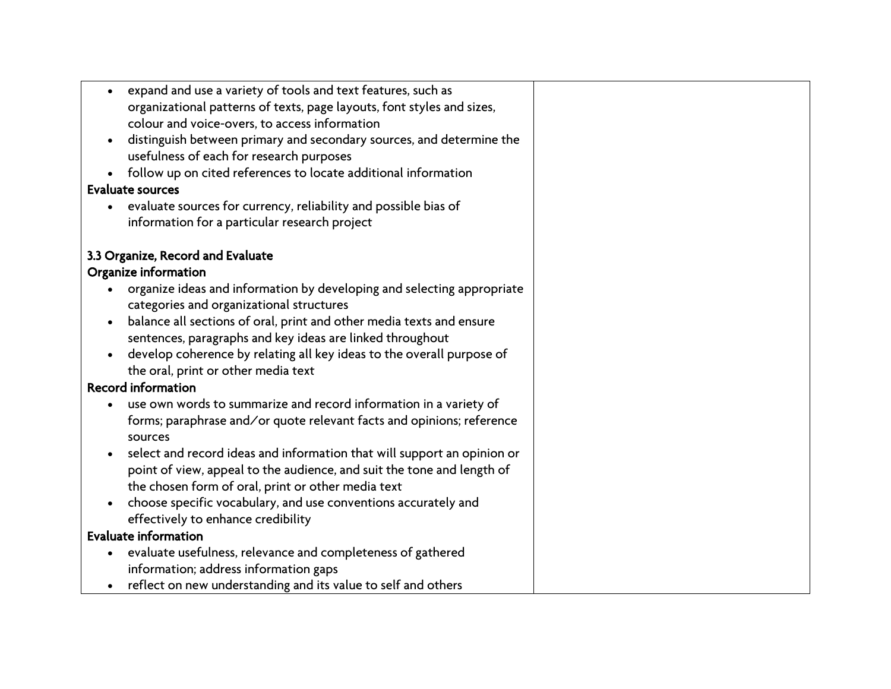| | |
|---|---|
| • expand and use a variety of tools and text features, such as organizational patterns of texts, page layouts, font styles and sizes, colour and voice-overs, to access information<br>• distinguish between primary and secondary sources, and determine the usefulness of each for research purposes<br>• follow up on cited references to locate additional information<br>**Evaluate sources**<br>• evaluate sources for currency, reliability and possible bias of information for a particular research project<br><br>**3.3 Organize, Record and Evaluate**<br>**Organize information**<br>• organize ideas and information by developing and selecting appropriate categories and organizational structures<br>• balance all sections of oral, print and other media texts and ensure sentences, paragraphs and key ideas are linked throughout<br>• develop coherence by relating all key ideas to the overall purpose of the oral, print or other media text<br>**Record information**<br>• use own words to summarize and record information in a variety of forms; paraphrase and/or quote relevant facts and opinions; reference sources<br>• select and record ideas and information that will support an opinion or point of view, appeal to the audience, and suit the tone and length of the chosen form of oral, print or other media text<br>• choose specific vocabulary, and use conventions accurately and effectively to enhance credibility<br>**Evaluate information**<br>• evaluate usefulness, relevance and completeness of gathered information; address information gaps<br>• reflect on new understanding and its value to self and others | |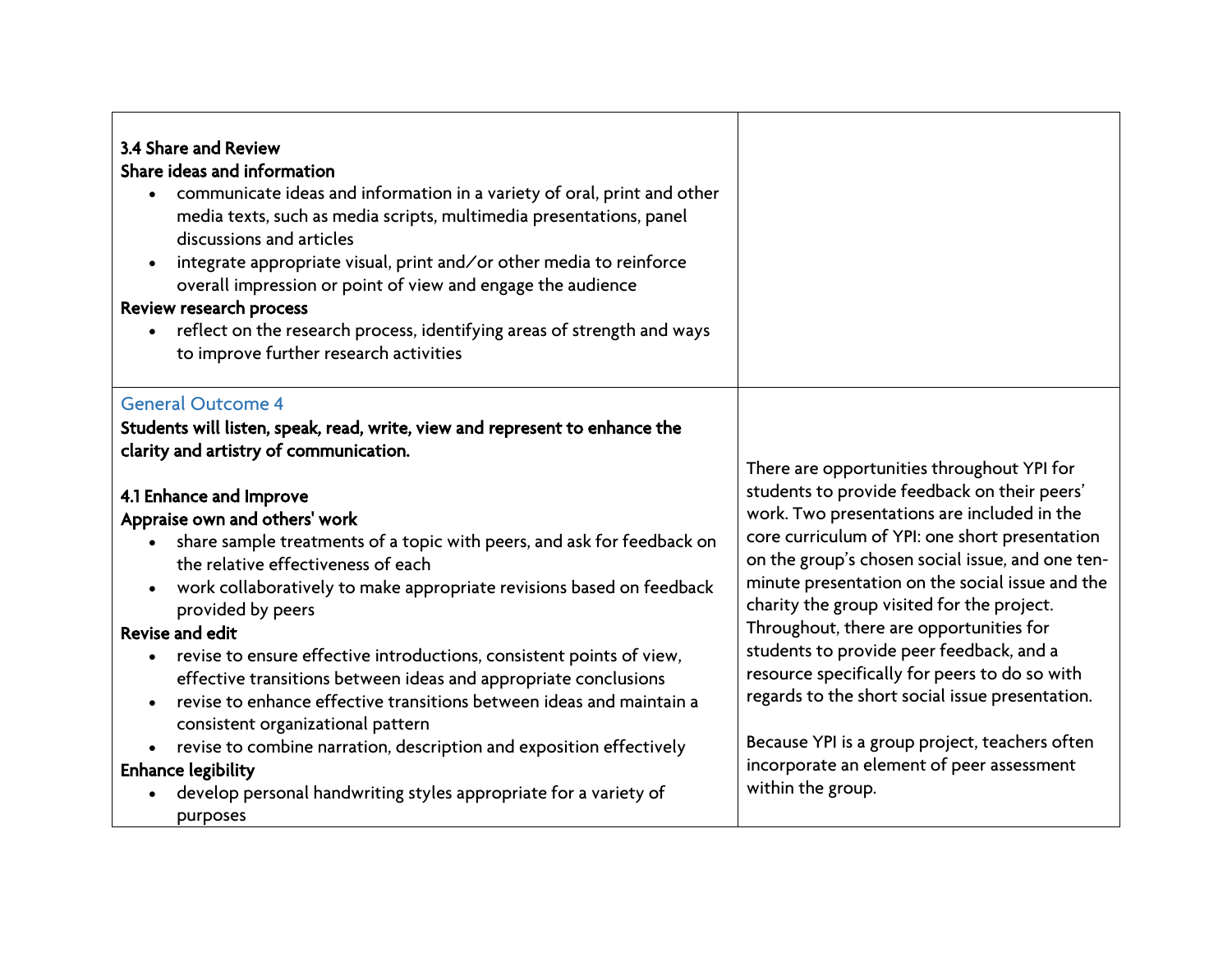| | |
|---|---|
| **3.4 Share and Review**<br>**Share ideas and information**<br>• communicate ideas and information in a variety of oral, print and other media texts, such as media scripts, multimedia presentations, panel discussions and articles<br>• integrate appropriate visual, print and/or other media to reinforce overall impression or point of view and engage the audience<br>**Review research process**<br>• reflect on the research process, identifying areas of strength and ways to improve further research activities | |
| General Outcome 4<br>**Students will listen, speak, read, write, view and represent to enhance the clarity and artistry of communication.**<br><br>**4.1 Enhance and Improve**<br>**Appraise own and others' work**<br>• share sample treatments of a topic with peers, and ask for feedback on the relative effectiveness of each<br>• work collaboratively to make appropriate revisions based on feedback provided by peers<br>**Revise and edit**<br>• revise to ensure effective introductions, consistent points of view, effective transitions between ideas and appropriate conclusions<br>• revise to enhance effective transitions between ideas and maintain a consistent organizational pattern<br>• revise to combine narration, description and exposition effectively<br>**Enhance legibility**<br>• develop personal handwriting styles appropriate for a variety of purposes | There are opportunities throughout YPI for students to provide feedback on their peers' work. Two presentations are included in the core curriculum of YPI: one short presentation on the group's chosen social issue, and one ten-minute presentation on the social issue and the charity the group visited for the project. Throughout, there are opportunities for students to provide peer feedback, and a resource specifically for peers to do so with regards to the short social issue presentation.<br><br>Because YPI is a group project, teachers often incorporate an element of peer assessment within the group. |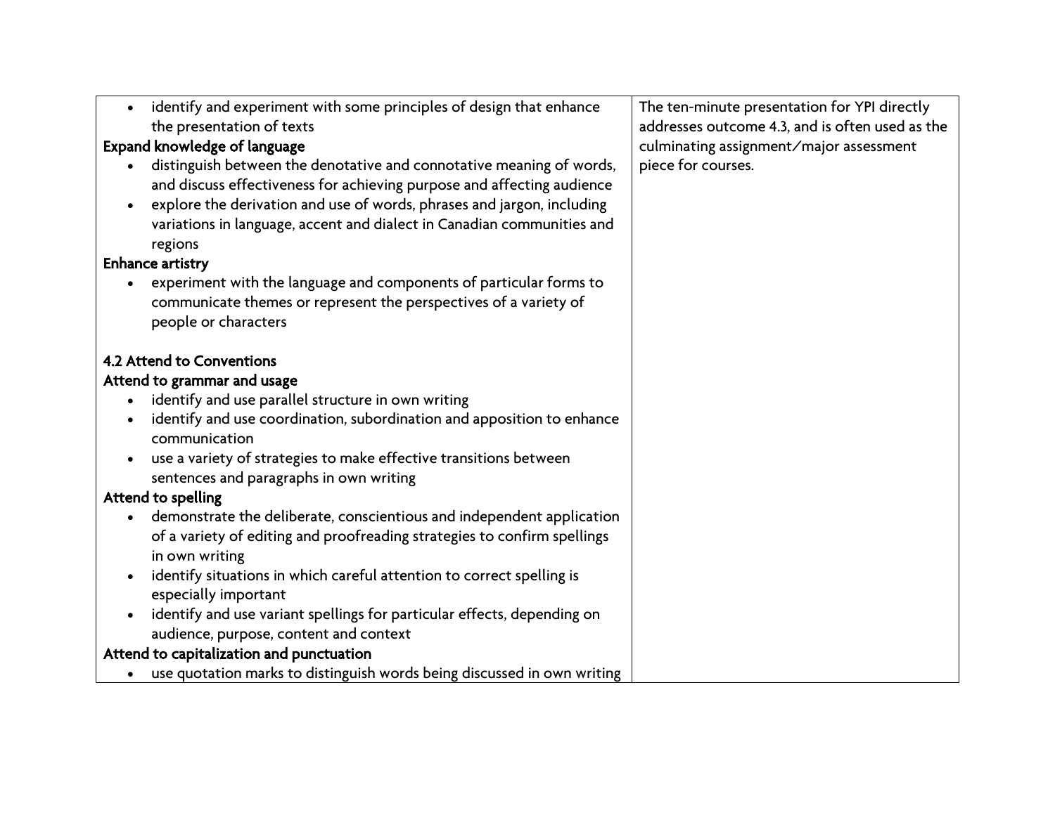| | |
|---|---|
| • identify and experiment with some principles of design that enhance the presentation of texts<br>**Expand knowledge of language**<br>• distinguish between the denotative and connotative meaning of words, and discuss effectiveness for achieving purpose and affecting audience<br>• explore the derivation and use of words, phrases and jargon, including variations in language, accent and dialect in Canadian communities and regions<br>**Enhance artistry**<br>• experiment with the language and components of particular forms to communicate themes or represent the perspectives of a variety of people or characters<br><br>**4.2 Attend to Conventions**<br>**Attend to grammar and usage**<br>• identify and use parallel structure in own writing<br>• identify and use coordination, subordination and apposition to enhance communication<br>• use a variety of strategies to make effective transitions between sentences and paragraphs in own writing<br>**Attend to spelling**<br>• demonstrate the deliberate, conscientious and independent application of a variety of editing and proofreading strategies to confirm spellings in own writing<br>• identify situations in which careful attention to correct spelling is especially important<br>• identify and use variant spellings for particular effects, depending on audience, purpose, content and context<br>**Attend to capitalization and punctuation**<br>• use quotation marks to distinguish words being discussed in own writing | The ten-minute presentation for YPI directly addresses outcome 4.3, and is often used as the culminating assignment/major assessment piece for courses. |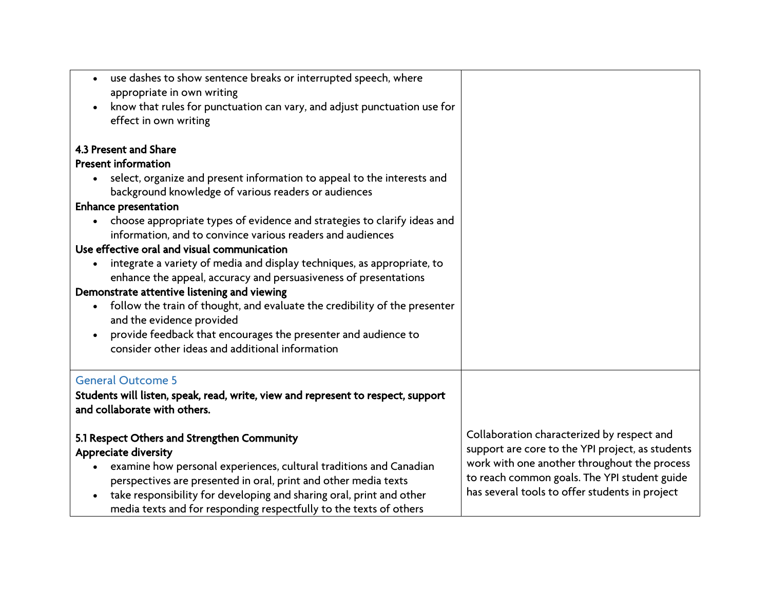| | |
|---|---|
| • use dashes to show sentence breaks or interrupted speech, where appropriate in own writing<br>• know that rules for punctuation can vary, and adjust punctuation use for effect in own writing<br><br>**4.3 Present and Share**<br>**Present information**<br>• select, organize and present information to appeal to the interests and background knowledge of various readers or audiences<br>**Enhance presentation**<br>• choose appropriate types of evidence and strategies to clarify ideas and information, and to convince various readers and audiences<br>**Use effective oral and visual communication**<br>• integrate a variety of media and display techniques, as appropriate, to enhance the appeal, accuracy and persuasiveness of presentations<br>**Demonstrate attentive listening and viewing**<br>• follow the train of thought, and evaluate the credibility of the presenter and the evidence provided<br>• provide feedback that encourages the presenter and audience to consider other ideas and additional information | |
| General Outcome 5<br>**Students will listen, speak, read, write, view and represent to respect, support and collaborate with others.**<br><br>**5.1 Respect Others and Strengthen Community**<br>**Appreciate diversity**<br>• examine how personal experiences, cultural traditions and Canadian perspectives are presented in oral, print and other media texts<br>• take responsibility for developing and sharing oral, print and other media texts and for responding respectfully to the texts of others | Collaboration characterized by respect and support are core to the YPI project, as students work with one another throughout the process to reach common goals. The YPI student guide has several tools to offer students in project |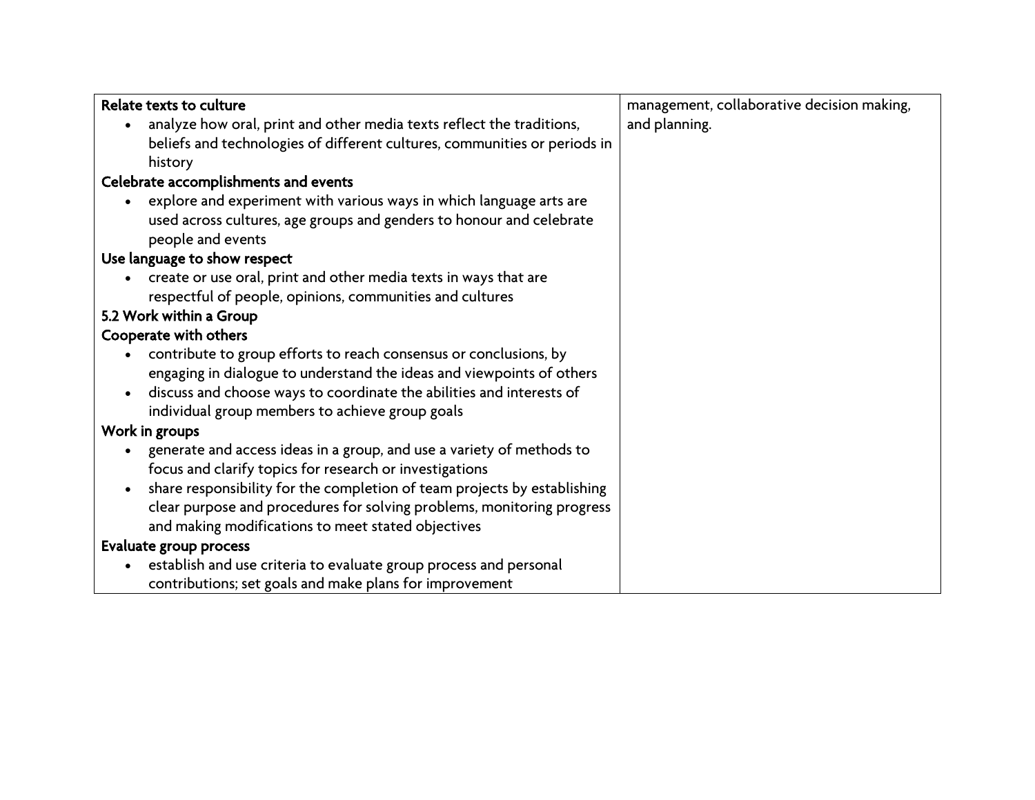| | |
|---|---|
| **Relate texts to culture**<br>• analyze how oral, print and other media texts reflect the traditions, beliefs and technologies of different cultures, communities or periods in history<br>**Celebrate accomplishments and events**<br>• explore and experiment with various ways in which language arts are used across cultures, age groups and genders to honour and celebrate people and events<br>**Use language to show respect**<br>• create or use oral, print and other media texts in ways that are respectful of people, opinions, communities and cultures<br>**5.2 Work within a Group**<br>**Cooperate with others**<br>• contribute to group efforts to reach consensus or conclusions, by engaging in dialogue to understand the ideas and viewpoints of others<br>• discuss and choose ways to coordinate the abilities and interests of individual group members to achieve group goals<br>**Work in groups**<br>• generate and access ideas in a group, and use a variety of methods to focus and clarify topics for research or investigations<br>• share responsibility for the completion of team projects by establishing clear purpose and procedures for solving problems, monitoring progress and making modifications to meet stated objectives<br>**Evaluate group process**<br>• establish and use criteria to evaluate group process and personal contributions; set goals and make plans for improvement | management, collaborative decision making, and planning. |